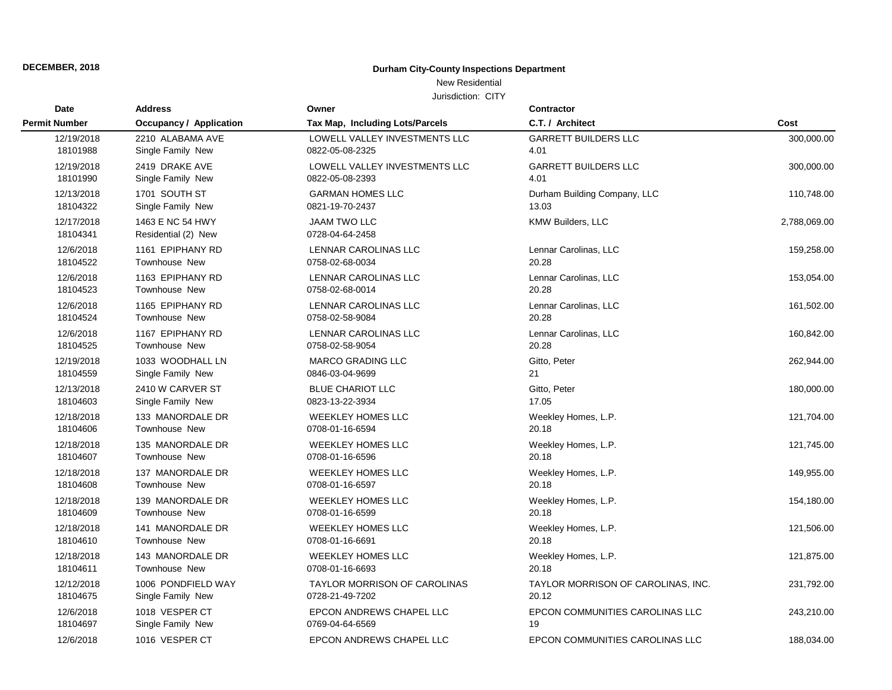**DECEMBER, 2018**

## Durham City-County Inspections Department

New Residential

Jurisdiction: CITY

| Date / Permit Number | Address / Occupancy / Application | Owner / Tax Map, Including Lots/Parcels | Contractor / C.T. / Architect | Cost |
|---|---|---|---|---|
| 12/19/2018<br>18101988 | 2210 ALABAMA AVE<br>Single Family New | LOWELL VALLEY INVESTMENTS LLC<br>0822-05-08-2325 | GARRETT BUILDERS LLC<br>4.01 | 300,000.00 |
| 12/19/2018<br>18101990 | 2419 DRAKE AVE<br>Single Family New | LOWELL VALLEY INVESTMENTS LLC<br>0822-05-08-2393 | GARRETT BUILDERS LLC<br>4.01 | 300,000.00 |
| 12/13/2018<br>18104322 | 1701 SOUTH ST<br>Single Family New | GARMAN HOMES LLC<br>0821-19-70-2437 | Durham Building Company, LLC<br>13.03 | 110,748.00 |
| 12/17/2018<br>18104341 | 1463 E NC 54 HWY<br>Residential (2) New | JAAM TWO LLC<br>0728-04-64-2458 | KMW Builders, LLC | 2,788,069.00 |
| 12/6/2018<br>18104522 | 1161 EPIPHANY RD<br>Townhouse New | LENNAR CAROLINAS LLC<br>0758-02-68-0034 | Lennar Carolinas, LLC<br>20.28 | 159,258.00 |
| 12/6/2018<br>18104523 | 1163 EPIPHANY RD<br>Townhouse New | LENNAR CAROLINAS LLC<br>0758-02-68-0014 | Lennar Carolinas, LLC<br>20.28 | 153,054.00 |
| 12/6/2018<br>18104524 | 1165 EPIPHANY RD<br>Townhouse New | LENNAR CAROLINAS LLC<br>0758-02-58-9084 | Lennar Carolinas, LLC<br>20.28 | 161,502.00 |
| 12/6/2018<br>18104525 | 1167 EPIPHANY RD<br>Townhouse New | LENNAR CAROLINAS LLC<br>0758-02-58-9054 | Lennar Carolinas, LLC<br>20.28 | 160,842.00 |
| 12/19/2018<br>18104559 | 1033 WOODHALL LN<br>Single Family New | MARCO GRADING LLC<br>0846-03-04-9699 | Gitto, Peter<br>21 | 262,944.00 |
| 12/13/2018<br>18104603 | 2410 W CARVER ST<br>Single Family New | BLUE CHARIOT LLC<br>0823-13-22-3934 | Gitto, Peter<br>17.05 | 180,000.00 |
| 12/18/2018<br>18104606 | 133 MANORDALE DR<br>Townhouse New | WEEKLEY HOMES LLC<br>0708-01-16-6594 | Weekley Homes, L.P.<br>20.18 | 121,704.00 |
| 12/18/2018<br>18104607 | 135 MANORDALE DR<br>Townhouse New | WEEKLEY HOMES LLC<br>0708-01-16-6596 | Weekley Homes, L.P.<br>20.18 | 121,745.00 |
| 12/18/2018<br>18104608 | 137 MANORDALE DR<br>Townhouse New | WEEKLEY HOMES LLC<br>0708-01-16-6597 | Weekley Homes, L.P.<br>20.18 | 149,955.00 |
| 12/18/2018<br>18104609 | 139 MANORDALE DR<br>Townhouse New | WEEKLEY HOMES LLC<br>0708-01-16-6599 | Weekley Homes, L.P.<br>20.18 | 154,180.00 |
| 12/18/2018<br>18104610 | 141 MANORDALE DR<br>Townhouse New | WEEKLEY HOMES LLC<br>0708-01-16-6691 | Weekley Homes, L.P.<br>20.18 | 121,506.00 |
| 12/18/2018<br>18104611 | 143 MANORDALE DR<br>Townhouse New | WEEKLEY HOMES LLC<br>0708-01-16-6693 | Weekley Homes, L.P.<br>20.18 | 121,875.00 |
| 12/12/2018<br>18104675 | 1006 PONDFIELD WAY<br>Single Family New | TAYLOR MORRISON OF CAROLINAS<br>0728-21-49-7202 | TAYLOR MORRISON OF CAROLINAS, INC.<br>20.12 | 231,792.00 |
| 12/6/2018<br>18104697 | 1018 VESPER CT<br>Single Family New | EPCON ANDREWS CHAPEL LLC<br>0769-04-64-6569 | EPCON COMMUNITIES CAROLINAS LLC<br>19 | 243,210.00 |
| 12/6/2018 | 1016 VESPER CT | EPCON ANDREWS CHAPEL LLC | EPCON COMMUNITIES CAROLINAS LLC | 188,034.00 |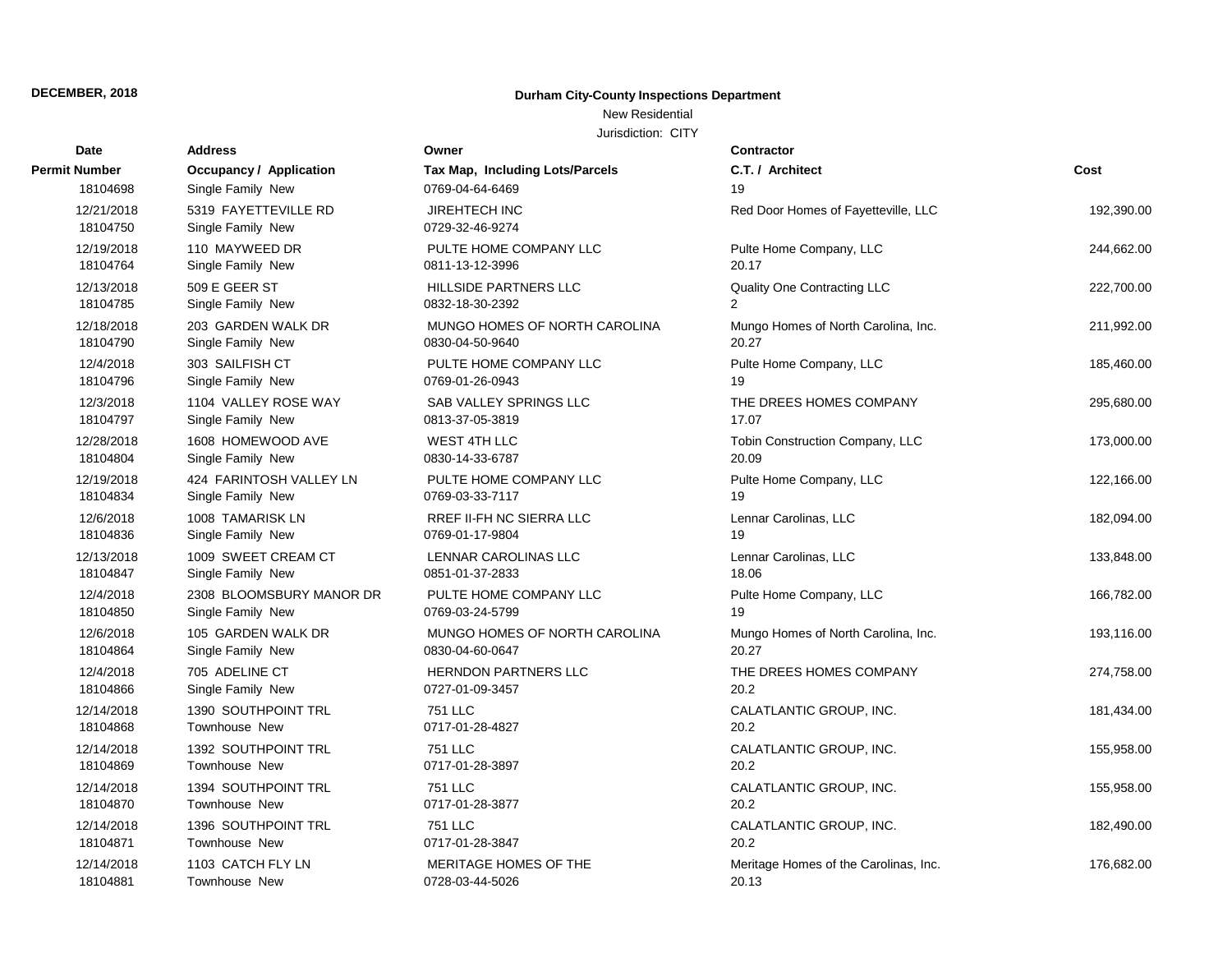| Date | Address | Owner | Contractor | |
|---|---|---|---|---|
| **Permit Number** | **Occupancy / Application** | **Tax Map, Including Lots/Parcels** | **C.T. / Architect** | **Cost** |
| 18104698 | Single Family New | 0769-04-64-6469 | 19 | |
| 12/21/2018 | 5319 FAYETTEVILLE RD | JIREHTECH INC | Red Door Homes of Fayetteville, LLC | 192,390.00 |
| 18104750 | Single Family New | 0729-32-46-9274 | | |
| 12/19/2018 | 110 MAYWEED DR | PULTE HOME COMPANY LLC | Pulte Home Company, LLC | 244,662.00 |
| 18104764 | Single Family New | 0811-13-12-3996 | 20.17 | |
| 12/13/2018 | 509 E GEER ST | HILLSIDE PARTNERS LLC | Quality One Contracting LLC | 222,700.00 |
| 18104785 | Single Family New | 0832-18-30-2392 | 2 | |
| 12/18/2018 | 203 GARDEN WALK DR | MUNGO HOMES OF NORTH CAROLINA | Mungo Homes of North Carolina, Inc. | 211,992.00 |
| 18104790 | Single Family New | 0830-04-50-9640 | 20.27 | |
| 12/4/2018 | 303 SAILFISH CT | PULTE HOME COMPANY LLC | Pulte Home Company, LLC | 185,460.00 |
| 18104796 | Single Family New | 0769-01-26-0943 | 19 | |
| 12/3/2018 | 1104 VALLEY ROSE WAY | SAB VALLEY SPRINGS LLC | THE DREES HOMES COMPANY | 295,680.00 |
| 18104797 | Single Family New | 0813-37-05-3819 | 17.07 | |
| 12/28/2018 | 1608 HOMEWOOD AVE | WEST 4TH LLC | Tobin Construction Company, LLC | 173,000.00 |
| 18104804 | Single Family New | 0830-14-33-6787 | 20.09 | |
| 12/19/2018 | 424 FARINTOSH VALLEY LN | PULTE HOME COMPANY LLC | Pulte Home Company, LLC | 122,166.00 |
| 18104834 | Single Family New | 0769-03-33-7117 | 19 | |
| 12/6/2018 | 1008 TAMARISK LN | RREF II-FH NC SIERRA LLC | Lennar Carolinas, LLC | 182,094.00 |
| 18104836 | Single Family New | 0769-01-17-9804 | 19 | |
| 12/13/2018 | 1009 SWEET CREAM CT | LENNAR CAROLINAS LLC | Lennar Carolinas, LLC | 133,848.00 |
| 18104847 | Single Family New | 0851-01-37-2833 | 18.06 | |
| 12/4/2018 | 2308 BLOOMSBURY MANOR DR | PULTE HOME COMPANY LLC | Pulte Home Company, LLC | 166,782.00 |
| 18104850 | Single Family New | 0769-03-24-5799 | 19 | |
| 12/6/2018 | 105 GARDEN WALK DR | MUNGO HOMES OF NORTH CAROLINA | Mungo Homes of North Carolina, Inc. | 193,116.00 |
| 18104864 | Single Family New | 0830-04-60-0647 | 20.27 | |
| 12/4/2018 | 705 ADELINE CT | HERNDON PARTNERS LLC | THE DREES HOMES COMPANY | 274,758.00 |
| 18104866 | Single Family New | 0727-01-09-3457 | 20.2 | |
| 12/14/2018 | 1390 SOUTHPOINT TRL | 751 LLC | CALATLANTIC GROUP, INC. | 181,434.00 |
| 18104868 | Townhouse New | 0717-01-28-4827 | 20.2 | |
| 12/14/2018 | 1392 SOUTHPOINT TRL | 751 LLC | CALATLANTIC GROUP, INC. | 155,958.00 |
| 18104869 | Townhouse New | 0717-01-28-3897 | 20.2 | |
| 12/14/2018 | 1394 SOUTHPOINT TRL | 751 LLC | CALATLANTIC GROUP, INC. | 155,958.00 |
| 18104870 | Townhouse New | 0717-01-28-3877 | 20.2 | |
| 12/14/2018 | 1396 SOUTHPOINT TRL | 751 LLC | CALATLANTIC GROUP, INC. | 182,490.00 |
| 18104871 | Townhouse New | 0717-01-28-3847 | 20.2 | |
| 12/14/2018 | 1103 CATCH FLY LN | MERITAGE HOMES OF THE | Meritage Homes of the Carolinas, Inc. | 176,682.00 |
| 18104881 | Townhouse New | 0728-03-44-5026 | 20.13 | |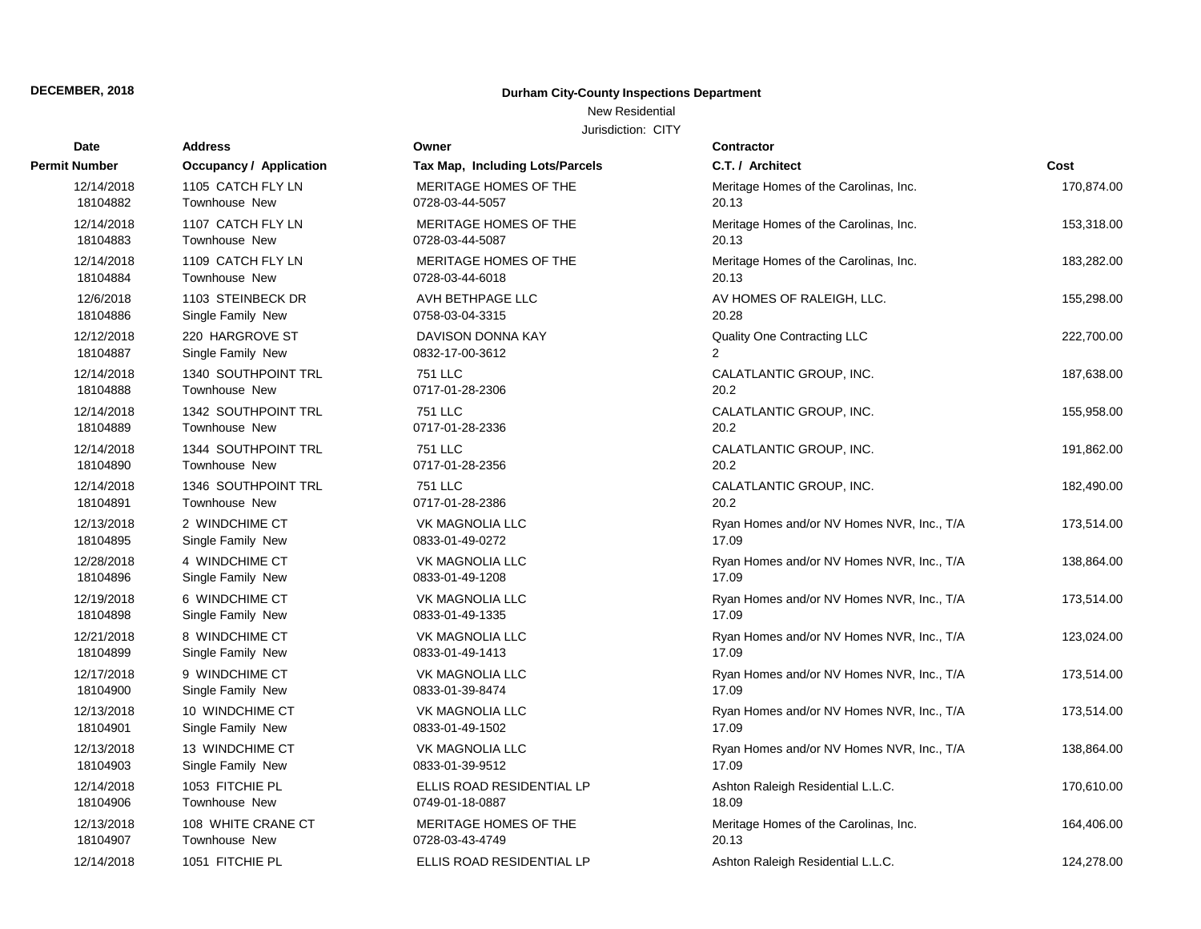**DECEMBER, 2018**

**Durham City-County Inspections Department**

New Residential

Jurisdiction: CITY

| Date / Permit Number | Address / Occupancy / Application | Owner / Tax Map, Including Lots/Parcels | Contractor / C.T. / Architect | Cost |
|---|---|---|---|---|
| 12/14/2018<br>18104882 | 1105 CATCH FLY LN<br>Townhouse New | MERITAGE HOMES OF THE<br>0728-03-44-5057 | Meritage Homes of the Carolinas, Inc.<br>20.13 | 170,874.00 |
| 12/14/2018<br>18104883 | 1107 CATCH FLY LN<br>Townhouse New | MERITAGE HOMES OF THE<br>0728-03-44-5087 | Meritage Homes of the Carolinas, Inc.<br>20.13 | 153,318.00 |
| 12/14/2018<br>18104884 | 1109 CATCH FLY LN<br>Townhouse New | MERITAGE HOMES OF THE<br>0728-03-44-6018 | Meritage Homes of the Carolinas, Inc.<br>20.13 | 183,282.00 |
| 12/6/2018<br>18104886 | 1103 STEINBECK DR<br>Single Family New | AVH BETHPAGE LLC<br>0758-03-04-3315 | AV HOMES OF RALEIGH, LLC.<br>20.28 | 155,298.00 |
| 12/12/2018<br>18104887 | 220 HARGROVE ST<br>Single Family New | DAVISON DONNA KAY<br>0832-17-00-3612 | Quality One Contracting LLC<br>2 | 222,700.00 |
| 12/14/2018<br>18104888 | 1340 SOUTHPOINT TRL<br>Townhouse New | 751 LLC<br>0717-01-28-2306 | CALATLANTIC GROUP, INC.<br>20.2 | 187,638.00 |
| 12/14/2018<br>18104889 | 1342 SOUTHPOINT TRL<br>Townhouse New | 751 LLC<br>0717-01-28-2336 | CALATLANTIC GROUP, INC.<br>20.2 | 155,958.00 |
| 12/14/2018<br>18104890 | 1344 SOUTHPOINT TRL<br>Townhouse New | 751 LLC<br>0717-01-28-2356 | CALATLANTIC GROUP, INC.<br>20.2 | 191,862.00 |
| 12/14/2018<br>18104891 | 1346 SOUTHPOINT TRL<br>Townhouse New | 751 LLC<br>0717-01-28-2386 | CALATLANTIC GROUP, INC.<br>20.2 | 182,490.00 |
| 12/13/2018<br>18104895 | 2 WINDCHIME CT<br>Single Family New | VK MAGNOLIA LLC<br>0833-01-49-0272 | Ryan Homes and/or NV Homes NVR, Inc., T/A<br>17.09 | 173,514.00 |
| 12/28/2018<br>18104896 | 4 WINDCHIME CT<br>Single Family New | VK MAGNOLIA LLC<br>0833-01-49-1208 | Ryan Homes and/or NV Homes NVR, Inc., T/A<br>17.09 | 138,864.00 |
| 12/19/2018<br>18104898 | 6 WINDCHIME CT<br>Single Family New | VK MAGNOLIA LLC<br>0833-01-49-1335 | Ryan Homes and/or NV Homes NVR, Inc., T/A<br>17.09 | 173,514.00 |
| 12/21/2018<br>18104899 | 8 WINDCHIME CT<br>Single Family New | VK MAGNOLIA LLC<br>0833-01-49-1413 | Ryan Homes and/or NV Homes NVR, Inc., T/A<br>17.09 | 123,024.00 |
| 12/17/2018<br>18104900 | 9 WINDCHIME CT<br>Single Family New | VK MAGNOLIA LLC<br>0833-01-39-8474 | Ryan Homes and/or NV Homes NVR, Inc., T/A<br>17.09 | 173,514.00 |
| 12/13/2018<br>18104901 | 10 WINDCHIME CT<br>Single Family New | VK MAGNOLIA LLC<br>0833-01-49-1502 | Ryan Homes and/or NV Homes NVR, Inc., T/A<br>17.09 | 173,514.00 |
| 12/13/2018<br>18104903 | 13 WINDCHIME CT<br>Single Family New | VK MAGNOLIA LLC<br>0833-01-39-9512 | Ryan Homes and/or NV Homes NVR, Inc., T/A<br>17.09 | 138,864.00 |
| 12/14/2018<br>18104906 | 1053 FITCHIE PL<br>Townhouse New | ELLIS ROAD RESIDENTIAL LP<br>0749-01-18-0887 | Ashton Raleigh Residential L.L.C.<br>18.09 | 170,610.00 |
| 12/13/2018<br>18104907 | 108 WHITE CRANE CT<br>Townhouse New | MERITAGE HOMES OF THE<br>0728-03-43-4749 | Meritage Homes of the Carolinas, Inc.<br>20.13 | 164,406.00 |
| 12/14/2018 | 1051 FITCHIE PL | ELLIS ROAD RESIDENTIAL LP | Ashton Raleigh Residential L.L.C. | 124,278.00 |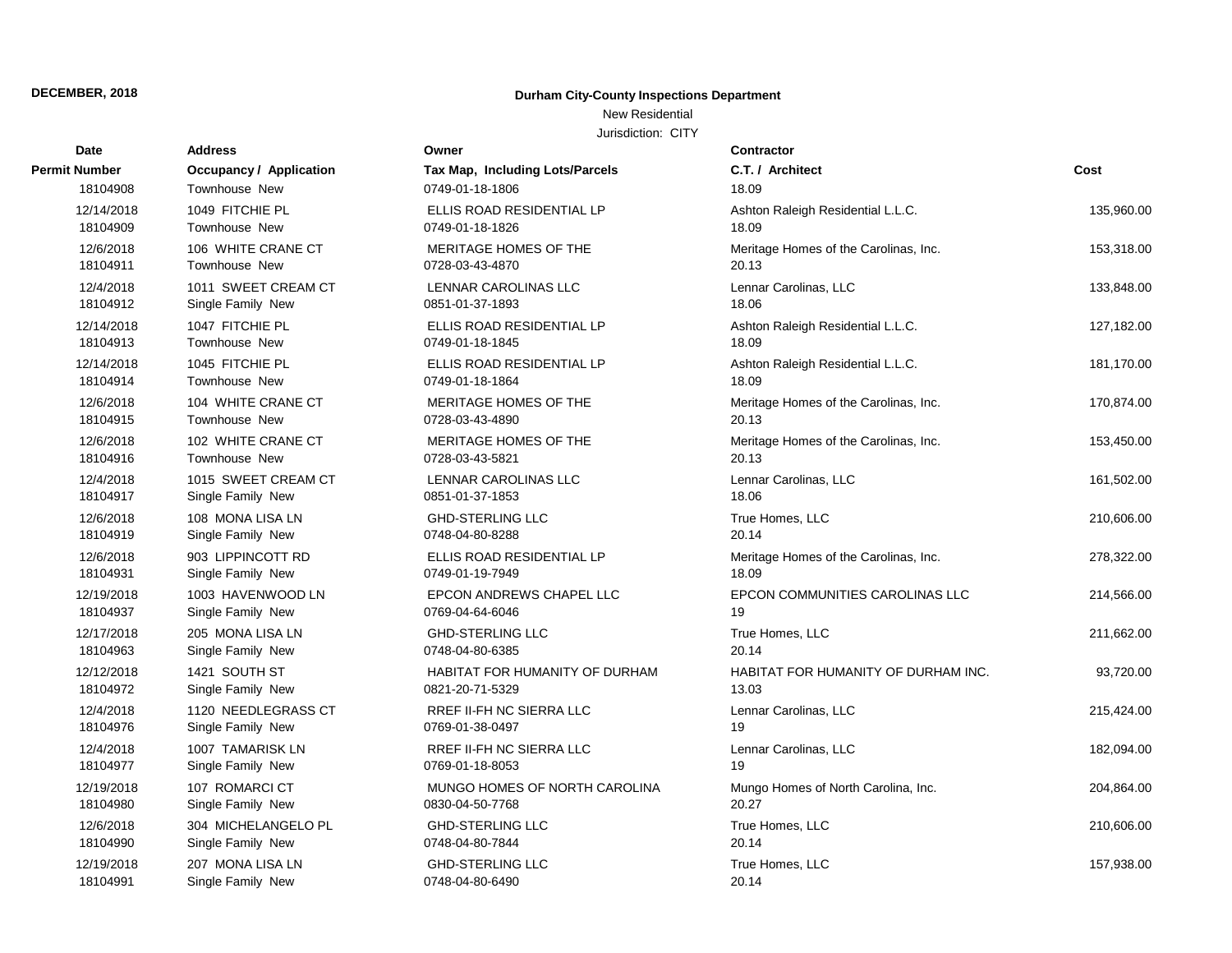**DECEMBER, 2018**

**Durham City-County Inspections Department**

New Residential

Jurisdiction: CITY

| Date / Permit Number | Address / Occupancy / Application | Owner / Tax Map, Including Lots/Parcels | Contractor / C.T. / Architect | Cost |
|---|---|---|---|---|
| 18104908 | Townhouse New | 0749-01-18-1806 | 18.09 | |
| 12/14/2018 | 1049 FITCHIE PL | ELLIS ROAD RESIDENTIAL LP | Ashton Raleigh Residential L.L.C. | 135,960.00 |
| 18104909 | Townhouse New | 0749-01-18-1826 | 18.09 | |
| 12/6/2018 | 106 WHITE CRANE CT | MERITAGE HOMES OF THE | Meritage Homes of the Carolinas, Inc. | 153,318.00 |
| 18104911 | Townhouse New | 0728-03-43-4870 | 20.13 | |
| 12/4/2018 | 1011 SWEET CREAM CT | LENNAR CAROLINAS LLC | Lennar Carolinas, LLC | 133,848.00 |
| 18104912 | Single Family New | 0851-01-37-1893 | 18.06 | |
| 12/14/2018 | 1047 FITCHIE PL | ELLIS ROAD RESIDENTIAL LP | Ashton Raleigh Residential L.L.C. | 127,182.00 |
| 18104913 | Townhouse New | 0749-01-18-1845 | 18.09 | |
| 12/14/2018 | 1045 FITCHIE PL | ELLIS ROAD RESIDENTIAL LP | Ashton Raleigh Residential L.L.C. | 181,170.00 |
| 18104914 | Townhouse New | 0749-01-18-1864 | 18.09 | |
| 12/6/2018 | 104 WHITE CRANE CT | MERITAGE HOMES OF THE | Meritage Homes of the Carolinas, Inc. | 170,874.00 |
| 18104915 | Townhouse New | 0728-03-43-4890 | 20.13 | |
| 12/6/2018 | 102 WHITE CRANE CT | MERITAGE HOMES OF THE | Meritage Homes of the Carolinas, Inc. | 153,450.00 |
| 18104916 | Townhouse New | 0728-03-43-5821 | 20.13 | |
| 12/4/2018 | 1015 SWEET CREAM CT | LENNAR CAROLINAS LLC | Lennar Carolinas, LLC | 161,502.00 |
| 18104917 | Single Family New | 0851-01-37-1853 | 18.06 | |
| 12/6/2018 | 108 MONA LISA LN | GHD-STERLING LLC | True Homes, LLC | 210,606.00 |
| 18104919 | Single Family New | 0748-04-80-8288 | 20.14 | |
| 12/6/2018 | 903 LIPPINCOTT RD | ELLIS ROAD RESIDENTIAL LP | Meritage Homes of the Carolinas, Inc. | 278,322.00 |
| 18104931 | Single Family New | 0749-01-19-7949 | 18.09 | |
| 12/19/2018 | 1003 HAVENWOOD LN | EPCON ANDREWS CHAPEL LLC | EPCON COMMUNITIES CAROLINAS LLC | 214,566.00 |
| 18104937 | Single Family New | 0769-04-64-6046 | 19 | |
| 12/17/2018 | 205 MONA LISA LN | GHD-STERLING LLC | True Homes, LLC | 211,662.00 |
| 18104963 | Single Family New | 0748-04-80-6385 | 20.14 | |
| 12/12/2018 | 1421 SOUTH ST | HABITAT FOR HUMANITY OF DURHAM | HABITAT FOR HUMANITY OF DURHAM INC. | 93,720.00 |
| 18104972 | Single Family New | 0821-20-71-5329 | 13.03 | |
| 12/4/2018 | 1120 NEEDLEGRASS CT | RREF II-FH NC SIERRA LLC | Lennar Carolinas, LLC | 215,424.00 |
| 18104976 | Single Family New | 0769-01-38-0497 | 19 | |
| 12/4/2018 | 1007 TAMARISK LN | RREF II-FH NC SIERRA LLC | Lennar Carolinas, LLC | 182,094.00 |
| 18104977 | Single Family New | 0769-01-18-8053 | 19 | |
| 12/19/2018 | 107 ROMARCI CT | MUNGO HOMES OF NORTH CAROLINA | Mungo Homes of North Carolina, Inc. | 204,864.00 |
| 18104980 | Single Family New | 0830-04-50-7768 | 20.27 | |
| 12/6/2018 | 304 MICHELANGELO PL | GHD-STERLING LLC | True Homes, LLC | 210,606.00 |
| 18104990 | Single Family New | 0748-04-80-7844 | 20.14 | |
| 12/19/2018 | 207 MONA LISA LN | GHD-STERLING LLC | True Homes, LLC | 157,938.00 |
| 18104991 | Single Family New | 0748-04-80-6490 | 20.14 | |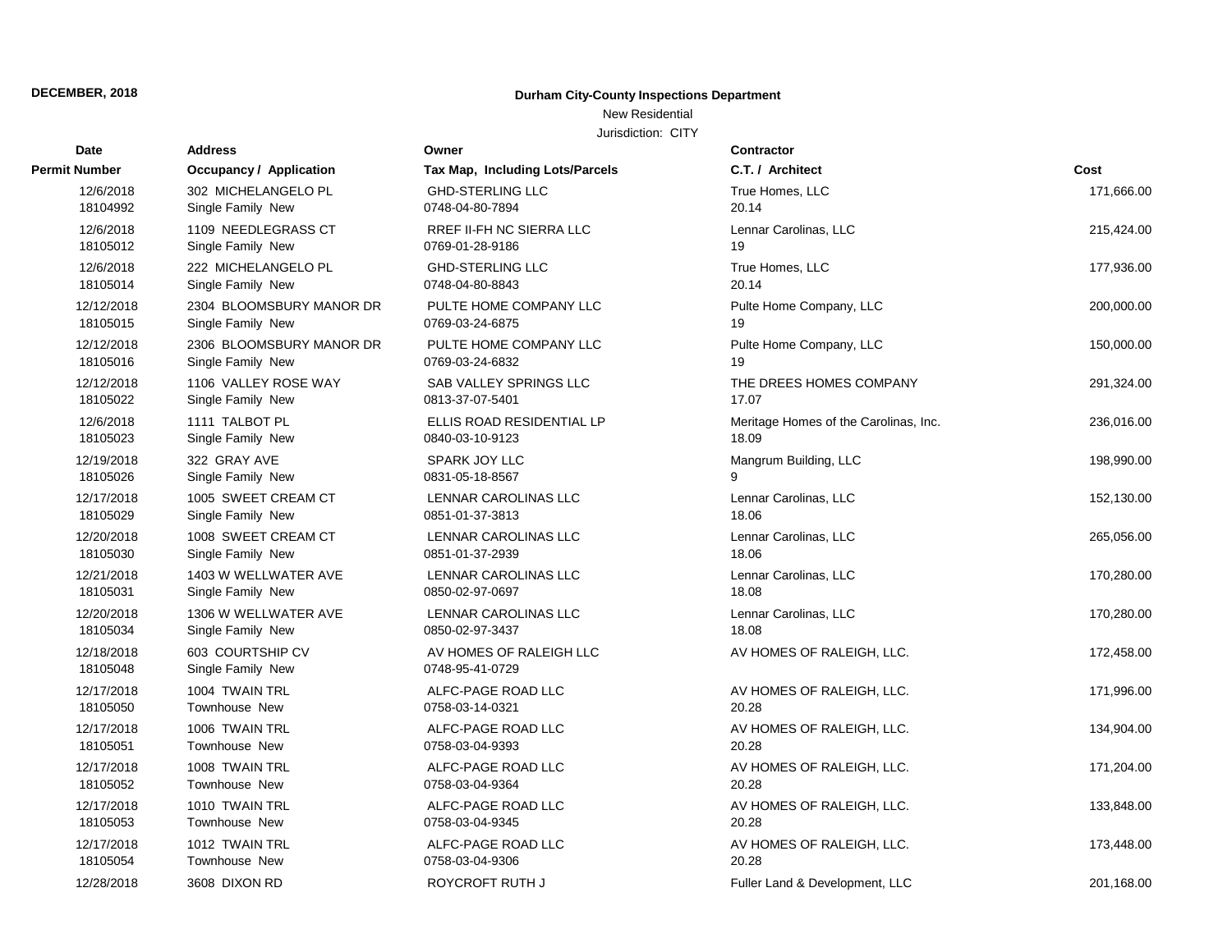**DECEMBER, 2018**

**Durham City-County Inspections Department**

New Residential

Jurisdiction: CITY

| Date<br>Permit Number | Address<br>Occupancy / Application | Owner<br>Tax Map, Including Lots/Parcels | Contractor<br>C.T. / Architect | Cost |
|---|---|---|---|---|
| 12/6/2018<br>18104992 | 302 MICHELANGELO PL<br>Single Family New | GHD-STERLING LLC<br>0748-04-80-7894 | True Homes, LLC<br>20.14 | 171,666.00 |
| 12/6/2018<br>18105012 | 1109 NEEDLEGRASS CT<br>Single Family New | RREF II-FH NC SIERRA LLC<br>0769-01-28-9186 | Lennar Carolinas, LLC<br>19 | 215,424.00 |
| 12/6/2018<br>18105014 | 222 MICHELANGELO PL<br>Single Family New | GHD-STERLING LLC<br>0748-04-80-8843 | True Homes, LLC<br>20.14 | 177,936.00 |
| 12/12/2018<br>18105015 | 2304 BLOOMSBURY MANOR DR<br>Single Family New | PULTE HOME COMPANY LLC<br>0769-03-24-6875 | Pulte Home Company, LLC<br>19 | 200,000.00 |
| 12/12/2018<br>18105016 | 2306 BLOOMSBURY MANOR DR<br>Single Family New | PULTE HOME COMPANY LLC<br>0769-03-24-6832 | Pulte Home Company, LLC<br>19 | 150,000.00 |
| 12/12/2018<br>18105022 | 1106 VALLEY ROSE WAY<br>Single Family New | SAB VALLEY SPRINGS LLC<br>0813-37-07-5401 | THE DREES HOMES COMPANY<br>17.07 | 291,324.00 |
| 12/6/2018<br>18105023 | 1111 TALBOT PL<br>Single Family New | ELLIS ROAD RESIDENTIAL LP<br>0840-03-10-9123 | Meritage Homes of the Carolinas, Inc.<br>18.09 | 236,016.00 |
| 12/19/2018<br>18105026 | 322 GRAY AVE<br>Single Family New | SPARK JOY LLC<br>0831-05-18-8567 | Mangrum Building, LLC<br>9 | 198,990.00 |
| 12/17/2018<br>18105029 | 1005 SWEET CREAM CT<br>Single Family New | LENNAR CAROLINAS LLC<br>0851-01-37-3813 | Lennar Carolinas, LLC<br>18.06 | 152,130.00 |
| 12/20/2018<br>18105030 | 1008 SWEET CREAM CT<br>Single Family New | LENNAR CAROLINAS LLC<br>0851-01-37-2939 | Lennar Carolinas, LLC<br>18.06 | 265,056.00 |
| 12/21/2018<br>18105031 | 1403 W WELLWATER AVE<br>Single Family New | LENNAR CAROLINAS LLC<br>0850-02-97-0697 | Lennar Carolinas, LLC<br>18.08 | 170,280.00 |
| 12/20/2018<br>18105034 | 1306 W WELLWATER AVE<br>Single Family New | LENNAR CAROLINAS LLC<br>0850-02-97-3437 | Lennar Carolinas, LLC<br>18.08 | 170,280.00 |
| 12/18/2018<br>18105048 | 603 COURTSHIP CV<br>Single Family New | AV HOMES OF RALEIGH LLC<br>0748-95-41-0729 | AV HOMES OF RALEIGH, LLC. | 172,458.00 |
| 12/17/2018<br>18105050 | 1004 TWAIN TRL<br>Townhouse New | ALFC-PAGE ROAD LLC<br>0758-03-14-0321 | AV HOMES OF RALEIGH, LLC.<br>20.28 | 171,996.00 |
| 12/17/2018<br>18105051 | 1006 TWAIN TRL<br>Townhouse New | ALFC-PAGE ROAD LLC<br>0758-03-04-9393 | AV HOMES OF RALEIGH, LLC.<br>20.28 | 134,904.00 |
| 12/17/2018<br>18105052 | 1008 TWAIN TRL<br>Townhouse New | ALFC-PAGE ROAD LLC<br>0758-03-04-9364 | AV HOMES OF RALEIGH, LLC.<br>20.28 | 171,204.00 |
| 12/17/2018<br>18105053 | 1010 TWAIN TRL<br>Townhouse New | ALFC-PAGE ROAD LLC<br>0758-03-04-9345 | AV HOMES OF RALEIGH, LLC.<br>20.28 | 133,848.00 |
| 12/17/2018<br>18105054 | 1012 TWAIN TRL<br>Townhouse New | ALFC-PAGE ROAD LLC<br>0758-03-04-9306 | AV HOMES OF RALEIGH, LLC.<br>20.28 | 173,448.00 |
| 12/28/2018 | 3608 DIXON RD | ROYCROFT RUTH J | Fuller Land & Development, LLC | 201,168.00 |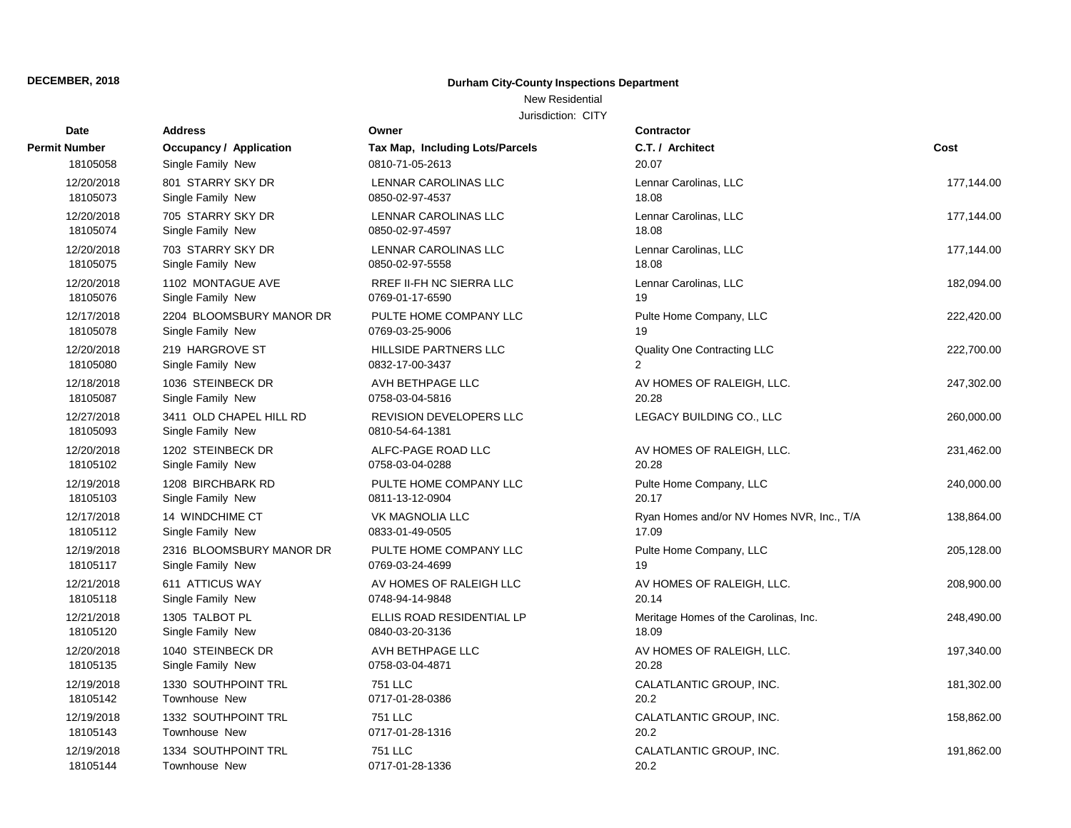**DECEMBER, 2018**

**Durham City-County Inspections Department**

New Residential

Jurisdiction: CITY

| Date / Permit Number | Address / Occupancy / Application | Owner / Tax Map, Including Lots/Parcels | Contractor / C.T. / Architect | Cost |
|---|---|---|---|---|
| 18105058 | Single Family New | 0810-71-05-2613 | 20.07 | |
| 12/20/2018 | 801 STARRY SKY DR | LENNAR CAROLINAS LLC | Lennar Carolinas, LLC | 177,144.00 |
| 18105073 | Single Family New | 0850-02-97-4537 | 18.08 | |
| 12/20/2018 | 705 STARRY SKY DR | LENNAR CAROLINAS LLC | Lennar Carolinas, LLC | 177,144.00 |
| 18105074 | Single Family New | 0850-02-97-4597 | 18.08 | |
| 12/20/2018 | 703 STARRY SKY DR | LENNAR CAROLINAS LLC | Lennar Carolinas, LLC | 177,144.00 |
| 18105075 | Single Family New | 0850-02-97-5558 | 18.08 | |
| 12/20/2018 | 1102 MONTAGUE AVE | RREF II-FH NC SIERRA LLC | Lennar Carolinas, LLC | 182,094.00 |
| 18105076 | Single Family New | 0769-01-17-6590 | 19 | |
| 12/17/2018 | 2204 BLOOMSBURY MANOR DR | PULTE HOME COMPANY LLC | Pulte Home Company, LLC | 222,420.00 |
| 18105078 | Single Family New | 0769-03-25-9006 | 19 | |
| 12/20/2018 | 219 HARGROVE ST | HILLSIDE PARTNERS LLC | Quality One Contracting LLC | 222,700.00 |
| 18105080 | Single Family New | 0832-17-00-3437 | 2 | |
| 12/18/2018 | 1036 STEINBECK DR | AVH BETHPAGE LLC | AV HOMES OF RALEIGH, LLC. | 247,302.00 |
| 18105087 | Single Family New | 0758-03-04-5816 | 20.28 | |
| 12/27/2018 | 3411 OLD CHAPEL HILL RD | REVISION DEVELOPERS LLC | LEGACY BUILDING CO., LLC | 260,000.00 |
| 18105093 | Single Family New | 0810-54-64-1381 | | |
| 12/20/2018 | 1202 STEINBECK DR | ALFC-PAGE ROAD LLC | AV HOMES OF RALEIGH, LLC. | 231,462.00 |
| 18105102 | Single Family New | 0758-03-04-0288 | 20.28 | |
| 12/19/2018 | 1208 BIRCHBARK RD | PULTE HOME COMPANY LLC | Pulte Home Company, LLC | 240,000.00 |
| 18105103 | Single Family New | 0811-13-12-0904 | 20.17 | |
| 12/17/2018 | 14 WINDCHIME CT | VK MAGNOLIA LLC | Ryan Homes and/or NV Homes NVR, Inc., T/A | 138,864.00 |
| 18105112 | Single Family New | 0833-01-49-0505 | 17.09 | |
| 12/19/2018 | 2316 BLOOMSBURY MANOR DR | PULTE HOME COMPANY LLC | Pulte Home Company, LLC | 205,128.00 |
| 18105117 | Single Family New | 0769-03-24-4699 | 19 | |
| 12/21/2018 | 611 ATTICUS WAY | AV HOMES OF RALEIGH LLC | AV HOMES OF RALEIGH, LLC. | 208,900.00 |
| 18105118 | Single Family New | 0748-94-14-9848 | 20.14 | |
| 12/21/2018 | 1305 TALBOT PL | ELLIS ROAD RESIDENTIAL LP | Meritage Homes of the Carolinas, Inc. | 248,490.00 |
| 18105120 | Single Family New | 0840-03-20-3136 | 18.09 | |
| 12/20/2018 | 1040 STEINBECK DR | AVH BETHPAGE LLC | AV HOMES OF RALEIGH, LLC. | 197,340.00 |
| 18105135 | Single Family New | 0758-03-04-4871 | 20.28 | |
| 12/19/2018 | 1330 SOUTHPOINT TRL | 751 LLC | CALATLANTIC GROUP, INC. | 181,302.00 |
| 18105142 | Townhouse New | 0717-01-28-0386 | 20.2 | |
| 12/19/2018 | 1332 SOUTHPOINT TRL | 751 LLC | CALATLANTIC GROUP, INC. | 158,862.00 |
| 18105143 | Townhouse New | 0717-01-28-1316 | 20.2 | |
| 12/19/2018 | 1334 SOUTHPOINT TRL | 751 LLC | CALATLANTIC GROUP, INC. | 191,862.00 |
| 18105144 | Townhouse New | 0717-01-28-1336 | 20.2 | |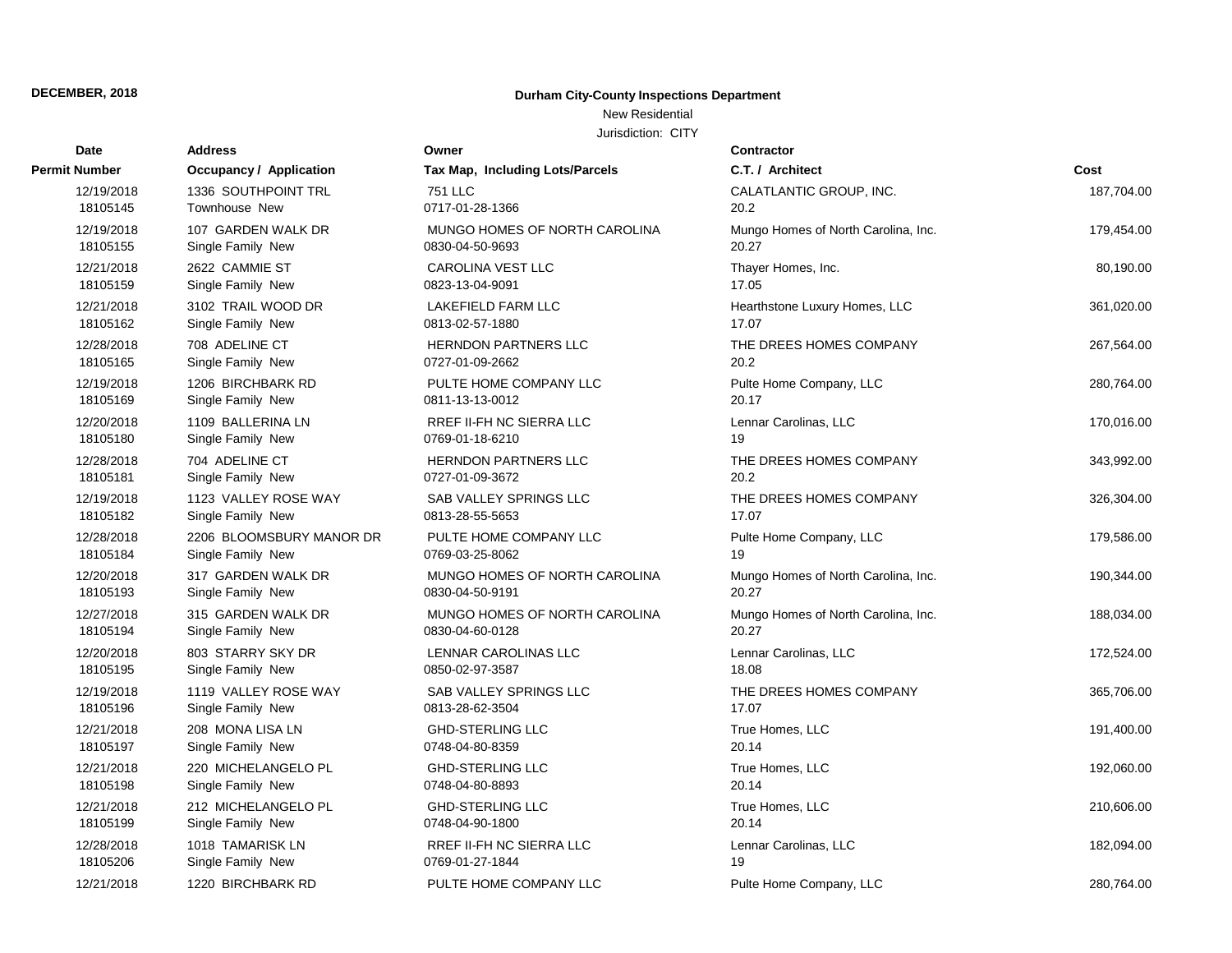**DECEMBER, 2018**

**Durham City-County Inspections Department**

New Residential

Jurisdiction: CITY

| Date<br>Permit Number | Address<br>Occupancy / Application | Owner<br>Tax Map, Including Lots/Parcels | Contractor<br>C.T. / Architect | Cost |
|---|---|---|---|---|
| 12/19/2018<br>18105145 | 1336 SOUTHPOINT TRL<br>Townhouse New | 751 LLC<br>0717-01-28-1366 | CALATLANTIC GROUP, INC.<br>20.2 | 187,704.00 |
| 12/19/2018<br>18105155 | 107 GARDEN WALK DR<br>Single Family New | MUNGO HOMES OF NORTH CAROLINA<br>0830-04-50-9693 | Mungo Homes of North Carolina, Inc.<br>20.27 | 179,454.00 |
| 12/21/2018<br>18105159 | 2622 CAMMIE ST<br>Single Family New | CAROLINA VEST LLC<br>0823-13-04-9091 | Thayer Homes, Inc.<br>17.05 | 80,190.00 |
| 12/21/2018<br>18105162 | 3102 TRAIL WOOD DR<br>Single Family New | LAKEFIELD FARM LLC<br>0813-02-57-1880 | Hearthstone Luxury Homes, LLC<br>17.07 | 361,020.00 |
| 12/28/2018<br>18105165 | 708 ADELINE CT<br>Single Family New | HERNDON PARTNERS LLC<br>0727-01-09-2662 | THE DREES HOMES COMPANY<br>20.2 | 267,564.00 |
| 12/19/2018<br>18105169 | 1206 BIRCHBARK RD<br>Single Family New | PULTE HOME COMPANY LLC<br>0811-13-13-0012 | Pulte Home Company, LLC<br>20.17 | 280,764.00 |
| 12/20/2018<br>18105180 | 1109 BALLERINA LN<br>Single Family New | RREF II-FH NC SIERRA LLC<br>0769-01-18-6210 | Lennar Carolinas, LLC<br>19 | 170,016.00 |
| 12/28/2018<br>18105181 | 704 ADELINE CT<br>Single Family New | HERNDON PARTNERS LLC<br>0727-01-09-3672 | THE DREES HOMES COMPANY<br>20.2 | 343,992.00 |
| 12/19/2018<br>18105182 | 1123 VALLEY ROSE WAY<br>Single Family New | SAB VALLEY SPRINGS LLC<br>0813-28-55-5653 | THE DREES HOMES COMPANY<br>17.07 | 326,304.00 |
| 12/28/2018<br>18105184 | 2206 BLOOMSBURY MANOR DR<br>Single Family New | PULTE HOME COMPANY LLC<br>0769-03-25-8062 | Pulte Home Company, LLC<br>19 | 179,586.00 |
| 12/20/2018<br>18105193 | 317 GARDEN WALK DR<br>Single Family New | MUNGO HOMES OF NORTH CAROLINA<br>0830-04-50-9191 | Mungo Homes of North Carolina, Inc.<br>20.27 | 190,344.00 |
| 12/27/2018<br>18105194 | 315 GARDEN WALK DR<br>Single Family New | MUNGO HOMES OF NORTH CAROLINA<br>0830-04-60-0128 | Mungo Homes of North Carolina, Inc.<br>20.27 | 188,034.00 |
| 12/20/2018<br>18105195 | 803 STARRY SKY DR<br>Single Family New | LENNAR CAROLINAS LLC<br>0850-02-97-3587 | Lennar Carolinas, LLC<br>18.08 | 172,524.00 |
| 12/19/2018<br>18105196 | 1119 VALLEY ROSE WAY<br>Single Family New | SAB VALLEY SPRINGS LLC<br>0813-28-62-3504 | THE DREES HOMES COMPANY<br>17.07 | 365,706.00 |
| 12/21/2018<br>18105197 | 208 MONA LISA LN<br>Single Family New | GHD-STERLING LLC<br>0748-04-80-8359 | True Homes, LLC<br>20.14 | 191,400.00 |
| 12/21/2018<br>18105198 | 220 MICHELANGELO PL<br>Single Family New | GHD-STERLING LLC<br>0748-04-80-8893 | True Homes, LLC<br>20.14 | 192,060.00 |
| 12/21/2018<br>18105199 | 212 MICHELANGELO PL<br>Single Family New | GHD-STERLING LLC<br>0748-04-90-1800 | True Homes, LLC<br>20.14 | 210,606.00 |
| 12/28/2018<br>18105206 | 1018 TAMARISK LN<br>Single Family New | RREF II-FH NC SIERRA LLC<br>0769-01-27-1844 | Lennar Carolinas, LLC<br>19 | 182,094.00 |
| 12/21/2018 | 1220 BIRCHBARK RD | PULTE HOME COMPANY LLC | Pulte Home Company, LLC | 280,764.00 |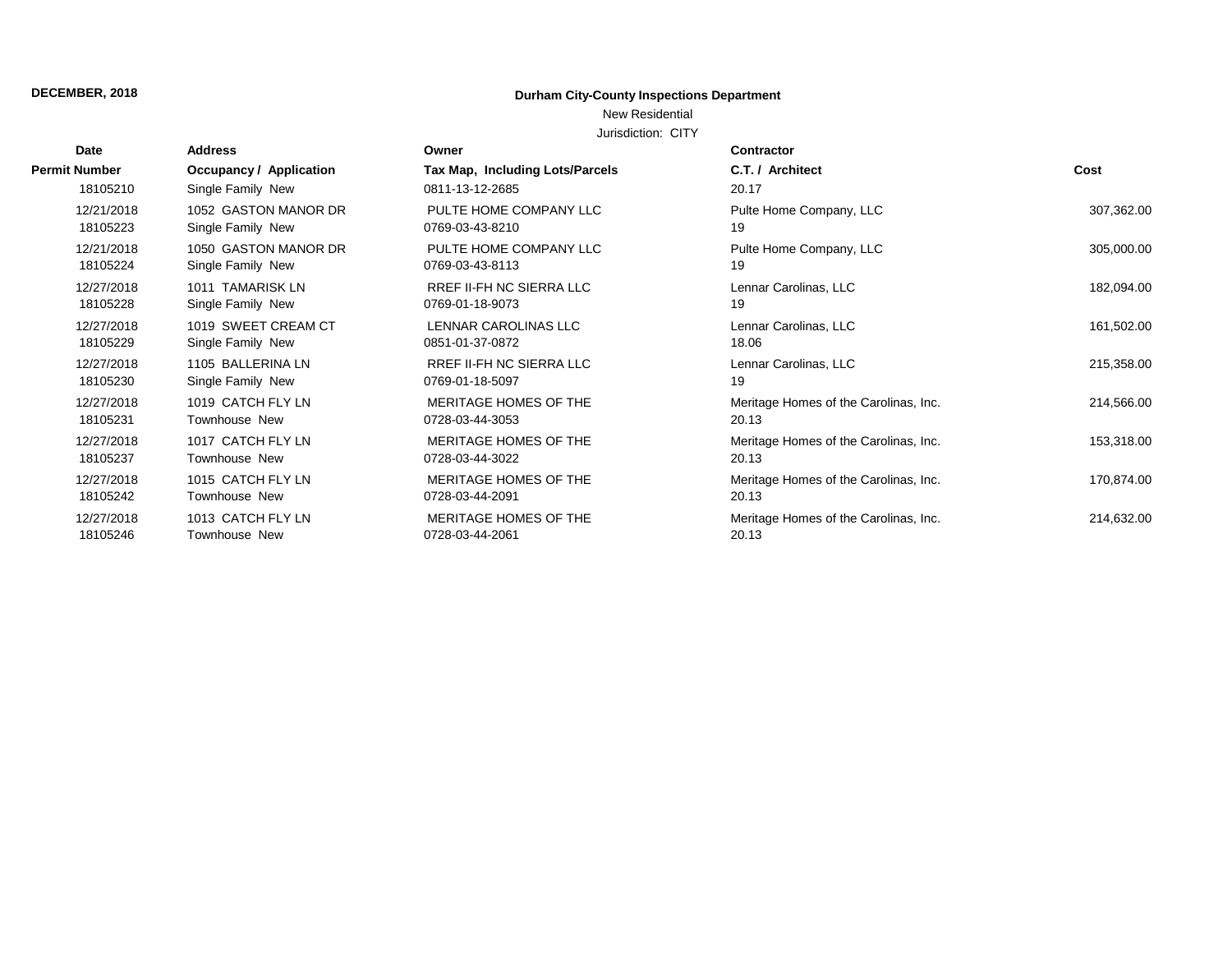**DECEMBER, 2018**

**Durham City-County Inspections Department**

New Residential

Jurisdiction: CITY

| Date / Permit Number | Address / Occupancy / Application | Owner / Tax Map, Including Lots/Parcels | Contractor / C.T. / Architect | Cost |
|---|---|---|---|---|
| 18105210 | Single Family New | 0811-13-12-2685 | 20.17 | |
| 12/21/2018 | 1052 GASTON MANOR DR | PULTE HOME COMPANY LLC | Pulte Home Company, LLC | 307,362.00 |
| 18105223 | Single Family New | 0769-03-43-8210 | 19 | |
| 12/21/2018 | 1050 GASTON MANOR DR | PULTE HOME COMPANY LLC | Pulte Home Company, LLC | 305,000.00 |
| 18105224 | Single Family New | 0769-03-43-8113 | 19 | |
| 12/27/2018 | 1011 TAMARISK LN | RREF II-FH NC SIERRA LLC | Lennar Carolinas, LLC | 182,094.00 |
| 18105228 | Single Family New | 0769-01-18-9073 | 19 | |
| 12/27/2018 | 1019 SWEET CREAM CT | LENNAR CAROLINAS LLC | Lennar Carolinas, LLC | 161,502.00 |
| 18105229 | Single Family New | 0851-01-37-0872 | 18.06 | |
| 12/27/2018 | 1105 BALLERINA LN | RREF II-FH NC SIERRA LLC | Lennar Carolinas, LLC | 215,358.00 |
| 18105230 | Single Family New | 0769-01-18-5097 | 19 | |
| 12/27/2018 | 1019 CATCH FLY LN | MERITAGE HOMES OF THE | Meritage Homes of the Carolinas, Inc. | 214,566.00 |
| 18105231 | Townhouse New | 0728-03-44-3053 | 20.13 | |
| 12/27/2018 | 1017 CATCH FLY LN | MERITAGE HOMES OF THE | Meritage Homes of the Carolinas, Inc. | 153,318.00 |
| 18105237 | Townhouse New | 0728-03-44-3022 | 20.13 | |
| 12/27/2018 | 1015 CATCH FLY LN | MERITAGE HOMES OF THE | Meritage Homes of the Carolinas, Inc. | 170,874.00 |
| 18105242 | Townhouse New | 0728-03-44-2091 | 20.13 | |
| 12/27/2018 | 1013 CATCH FLY LN | MERITAGE HOMES OF THE | Meritage Homes of the Carolinas, Inc. | 214,632.00 |
| 18105246 | Townhouse New | 0728-03-44-2061 | 20.13 | |